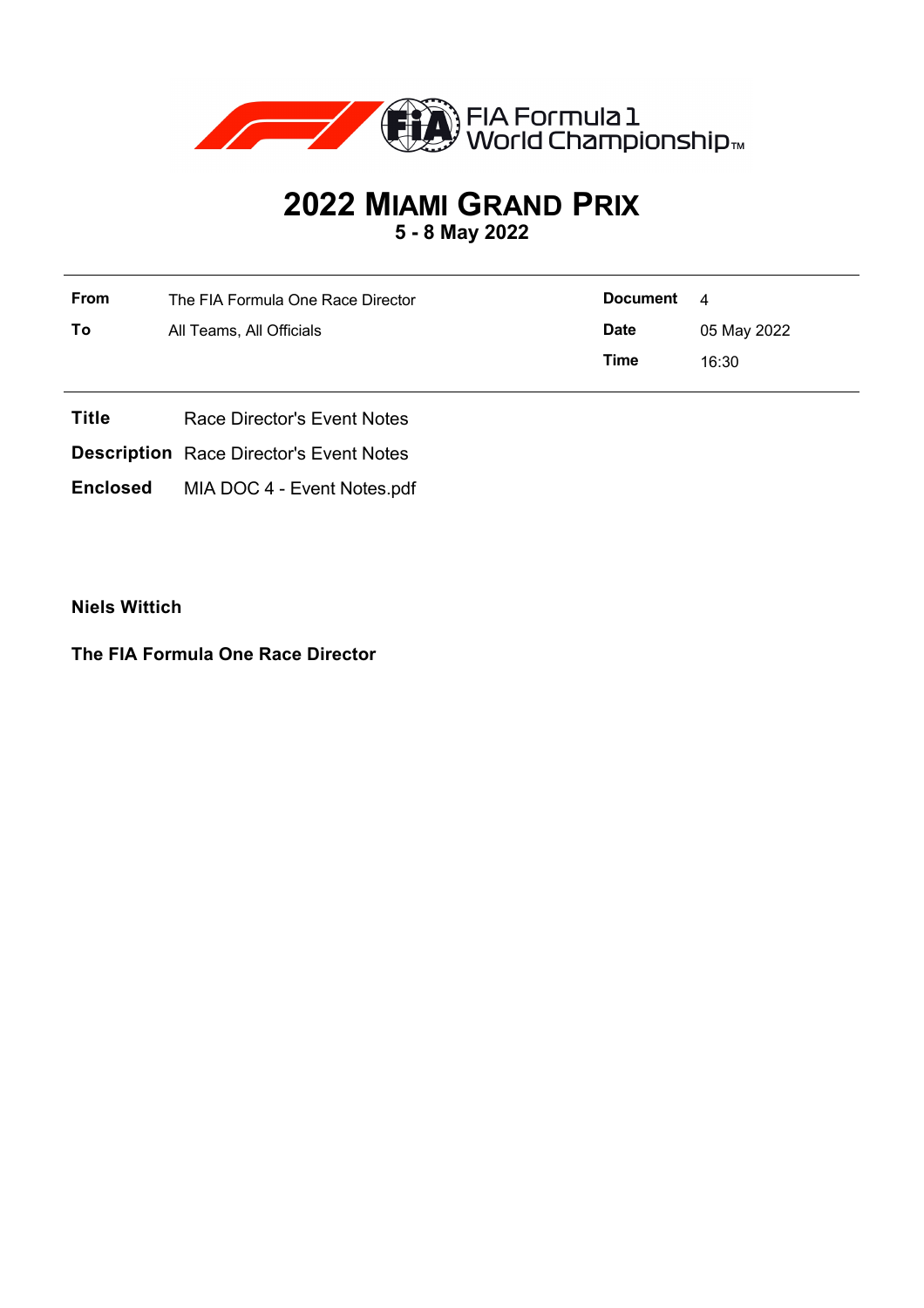FIA Formula 1 World Championship™

# 2022 MIAMI GRAND PRIX

**5 - 8 May 2022**

| | | | |
|---|---|---|---|
| **From** | The FIA Formula One Race Director | **Document** | 4 |
| **To** | All Teams, All Officials | **Date** | 05 May 2022 |
| | | **Time** | 16:30 |

**Title** Race Director's Event Notes

**Description** Race Director's Event Notes

**Enclosed** MIA DOC 4 - Event Notes.pdf

**Niels Wittich**

**The FIA Formula One Race Director**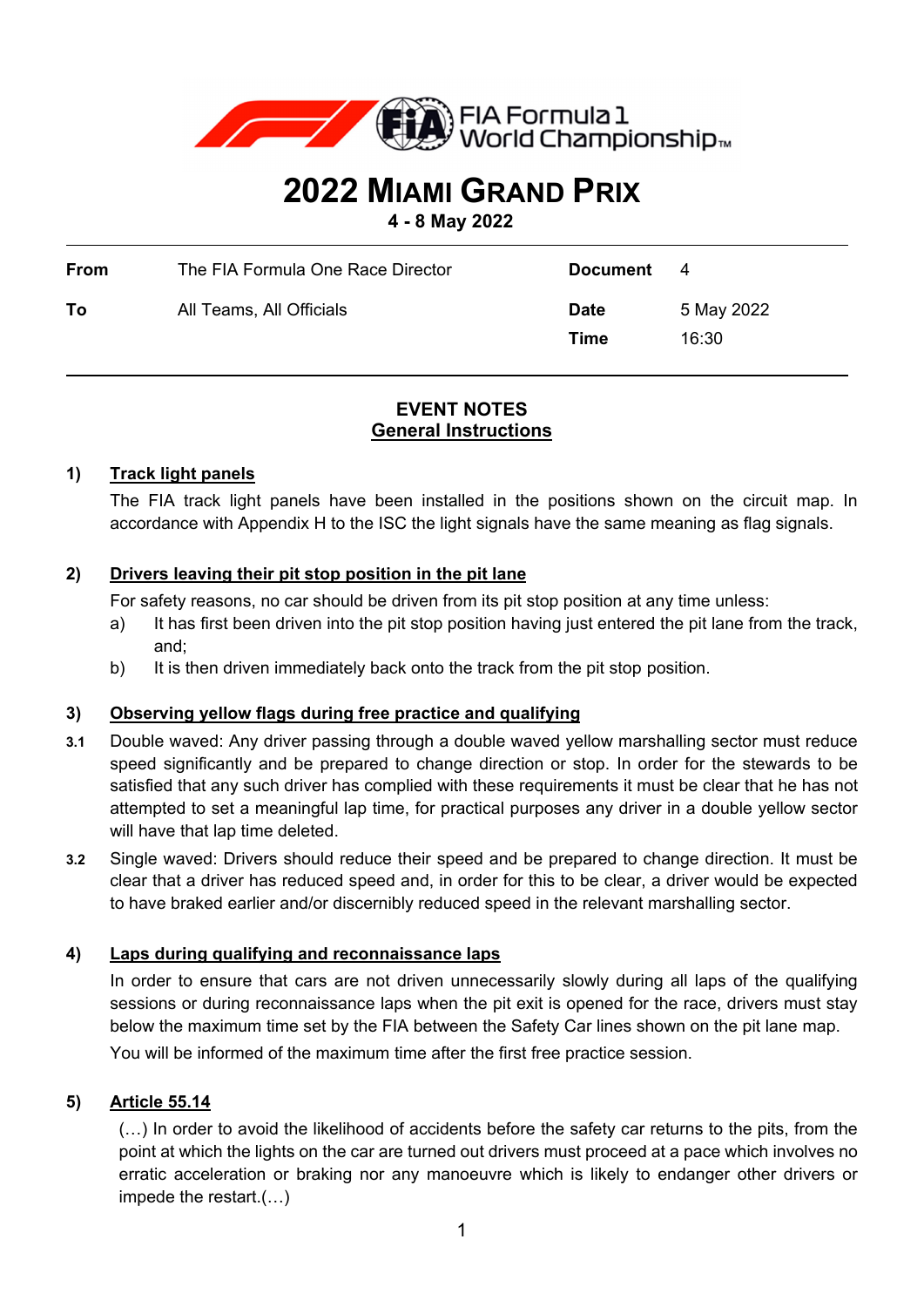# 2022 MIAMI GRAND PRIX

**4 - 8 May 2022**

| | | | |
|---|---|---|---|
| **From** | The FIA Formula One Race Director | **Document** | 4 |
| **To** | All Teams, All Officials | **Date** | 5 May 2022 |
| | | **Time** | 16:30 |

## EVENT NOTES
## General Instructions

### 1) Track light panels

The FIA track light panels have been installed in the positions shown on the circuit map. In accordance with Appendix H to the ISC the light signals have the same meaning as flag signals.

### 2) Drivers leaving their pit stop position in the pit lane

For safety reasons, no car should be driven from its pit stop position at any time unless:

a) It has first been driven into the pit stop position having just entered the pit lane from the track, and;

b) It is then driven immediately back onto the track from the pit stop position.

### 3) Observing yellow flags during free practice and qualifying

**3.1** Double waved: Any driver passing through a double waved yellow marshalling sector must reduce speed significantly and be prepared to change direction or stop. In order for the stewards to be satisfied that any such driver has complied with these requirements it must be clear that he has not attempted to set a meaningful lap time, for practical purposes any driver in a double yellow sector will have that lap time deleted.

**3.2** Single waved: Drivers should reduce their speed and be prepared to change direction. It must be clear that a driver has reduced speed and, in order for this to be clear, a driver would be expected to have braked earlier and/or discernibly reduced speed in the relevant marshalling sector.

### 4) Laps during qualifying and reconnaissance laps

In order to ensure that cars are not driven unnecessarily slowly during all laps of the qualifying sessions or during reconnaissance laps when the pit exit is opened for the race, drivers must stay below the maximum time set by the FIA between the Safety Car lines shown on the pit lane map.

You will be informed of the maximum time after the first free practice session.

### 5) Article 55.14

(…) In order to avoid the likelihood of accidents before the safety car returns to the pits, from the point at which the lights on the car are turned out drivers must proceed at a pace which involves no erratic acceleration or braking nor any manoeuvre which is likely to endanger other drivers or impede the restart.(…)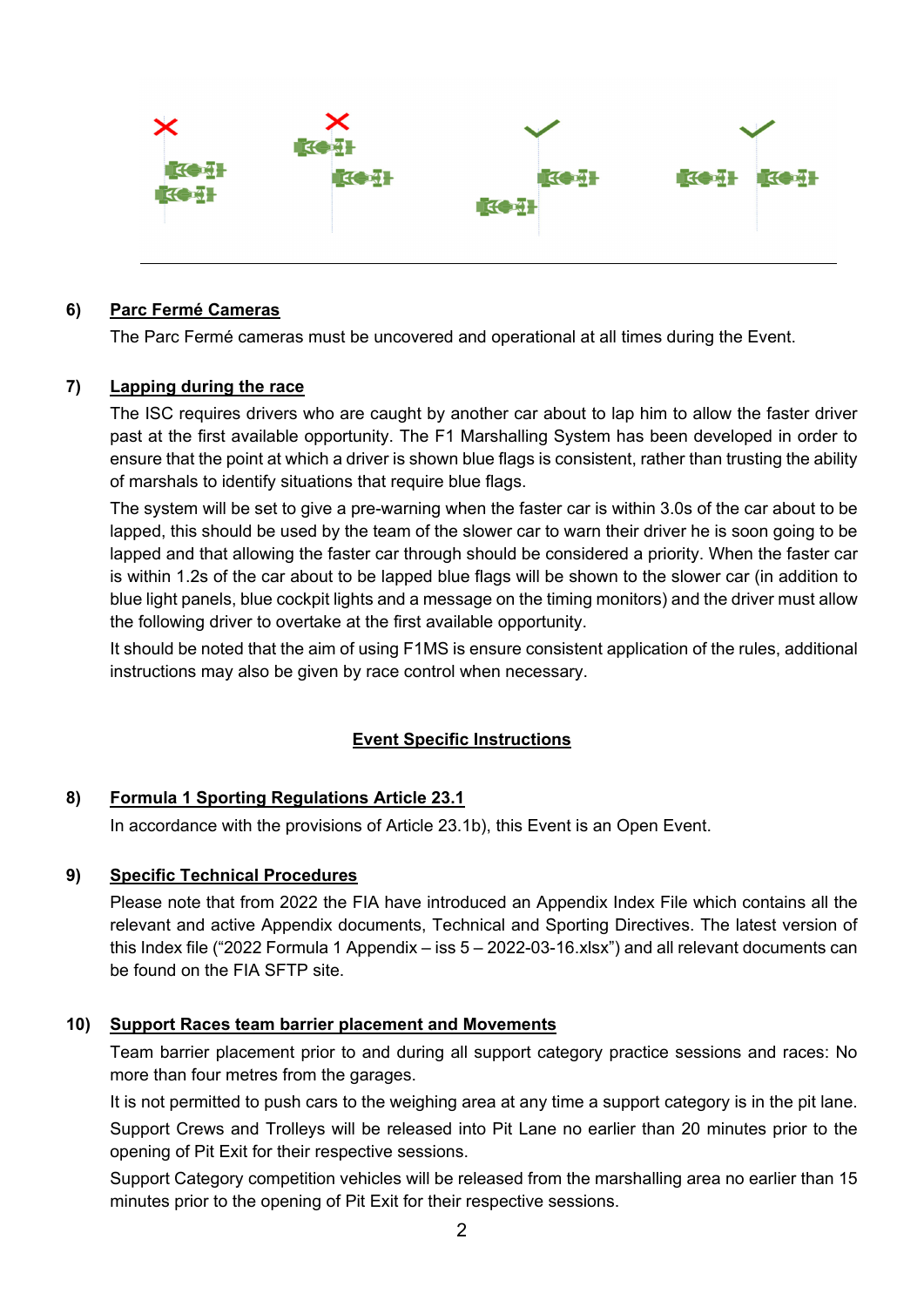## 6) Parc Fermé Cameras

The Parc Fermé cameras must be uncovered and operational at all times during the Event.

## 7) Lapping during the race

The ISC requires drivers who are caught by another car about to lap him to allow the faster driver past at the first available opportunity. The F1 Marshalling System has been developed in order to ensure that the point at which a driver is shown blue flags is consistent, rather than trusting the ability of marshals to identify situations that require blue flags.

The system will be set to give a pre-warning when the faster car is within 3.0s of the car about to be lapped, this should be used by the team of the slower car to warn their driver he is soon going to be lapped and that allowing the faster car through should be considered a priority. When the faster car is within 1.2s of the car about to be lapped blue flags will be shown to the slower car (in addition to blue light panels, blue cockpit lights and a message on the timing monitors) and the driver must allow the following driver to overtake at the first available opportunity.

It should be noted that the aim of using F1MS is ensure consistent application of the rules, additional instructions may also be given by race control when necessary.

# Event Specific Instructions

## 8) Formula 1 Sporting Regulations Article 23.1

In accordance with the provisions of Article 23.1b), this Event is an Open Event.

## 9) Specific Technical Procedures

Please note that from 2022 the FIA have introduced an Appendix Index File which contains all the relevant and active Appendix documents, Technical and Sporting Directives. The latest version of this Index file ("2022 Formula 1 Appendix – iss 5 – 2022-03-16.xlsx") and all relevant documents can be found on the FIA SFTP site.

## 10) Support Races team barrier placement and Movements

Team barrier placement prior to and during all support category practice sessions and races: No more than four metres from the garages.

It is not permitted to push cars to the weighing area at any time a support category is in the pit lane.

Support Crews and Trolleys will be released into Pit Lane no earlier than 20 minutes prior to the opening of Pit Exit for their respective sessions.

Support Category competition vehicles will be released from the marshalling area no earlier than 15 minutes prior to the opening of Pit Exit for their respective sessions.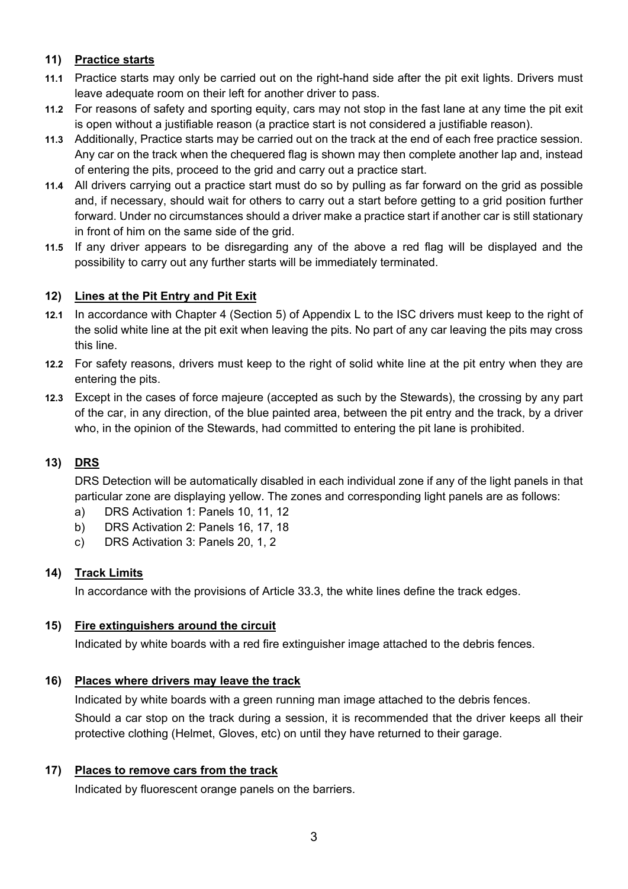## 11) Practice starts

**11.1** Practice starts may only be carried out on the right-hand side after the pit exit lights. Drivers must leave adequate room on their left for another driver to pass.

**11.2** For reasons of safety and sporting equity, cars may not stop in the fast lane at any time the pit exit is open without a justifiable reason (a practice start is not considered a justifiable reason).

**11.3** Additionally, Practice starts may be carried out on the track at the end of each free practice session. Any car on the track when the chequered flag is shown may then complete another lap and, instead of entering the pits, proceed to the grid and carry out a practice start.

**11.4** All drivers carrying out a practice start must do so by pulling as far forward on the grid as possible and, if necessary, should wait for others to carry out a start before getting to a grid position further forward. Under no circumstances should a driver make a practice start if another car is still stationary in front of him on the same side of the grid.

**11.5** If any driver appears to be disregarding any of the above a red flag will be displayed and the possibility to carry out any further starts will be immediately terminated.

## 12) Lines at the Pit Entry and Pit Exit

**12.1** In accordance with Chapter 4 (Section 5) of Appendix L to the ISC drivers must keep to the right of the solid white line at the pit exit when leaving the pits. No part of any car leaving the pits may cross this line.

**12.2** For safety reasons, drivers must keep to the right of solid white line at the pit entry when they are entering the pits.

**12.3** Except in the cases of force majeure (accepted as such by the Stewards), the crossing by any part of the car, in any direction, of the blue painted area, between the pit entry and the track, by a driver who, in the opinion of the Stewards, had committed to entering the pit lane is prohibited.

## 13) DRS

DRS Detection will be automatically disabled in each individual zone if any of the light panels in that particular zone are displaying yellow. The zones and corresponding light panels are as follows:

a) DRS Activation 1: Panels 10, 11, 12
b) DRS Activation 2: Panels 16, 17, 18
c) DRS Activation 3: Panels 20, 1, 2

## 14) Track Limits

In accordance with the provisions of Article 33.3, the white lines define the track edges.

## 15) Fire extinguishers around the circuit

Indicated by white boards with a red fire extinguisher image attached to the debris fences.

## 16) Places where drivers may leave the track

Indicated by white boards with a green running man image attached to the debris fences.

Should a car stop on the track during a session, it is recommended that the driver keeps all their protective clothing (Helmet, Gloves, etc) on until they have returned to their garage.

## 17) Places to remove cars from the track

Indicated by fluorescent orange panels on the barriers.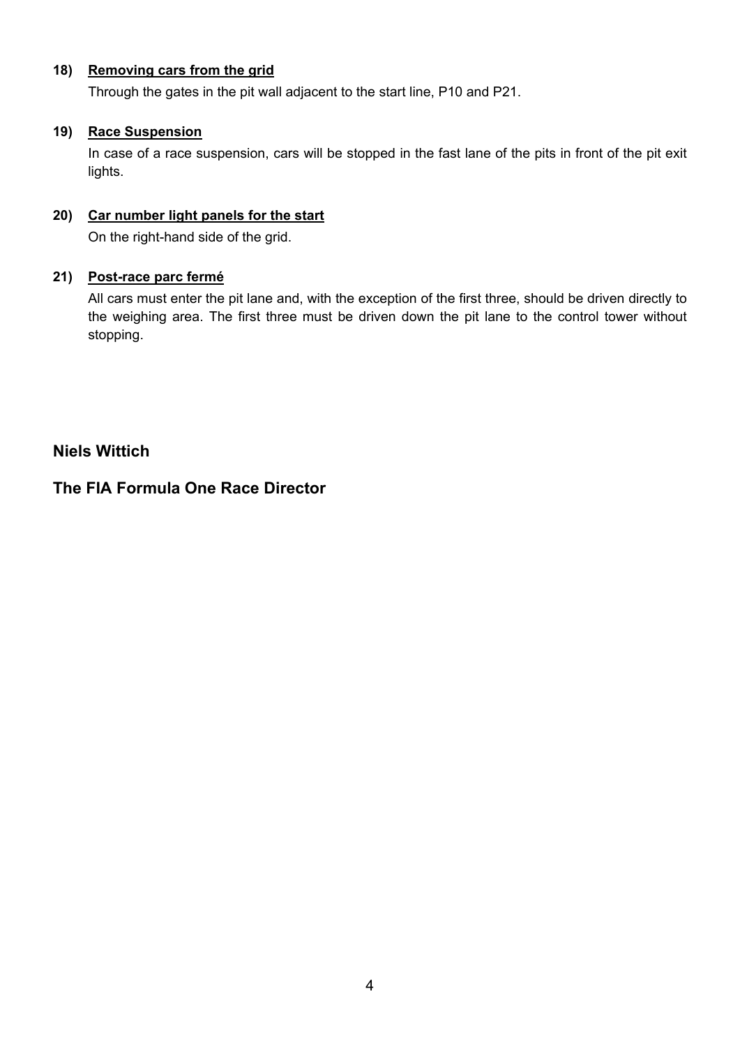**18) Removing cars from the grid**

Through the gates in the pit wall adjacent to the start line, P10 and P21.

**19) Race Suspension**

In case of a race suspension, cars will be stopped in the fast lane of the pits in front of the pit exit lights.

**20) Car number light panels for the start**

On the right-hand side of the grid.

**21) Post-race parc fermé**

All cars must enter the pit lane and, with the exception of the first three, should be driven directly to the weighing area. The first three must be driven down the pit lane to the control tower without stopping.

**Niels Wittich**

**The FIA Formula One Race Director**